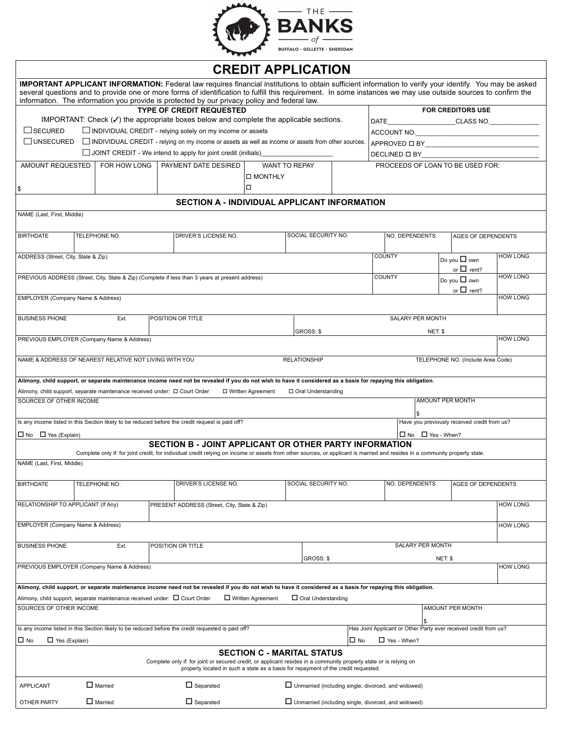THE BANKS of BUFFALO · GILLETTE · SHERIDAN

# CREDIT APPLICATION

**IMPORTANT APPLICANT INFORMATION:** Federal law requires financial institutions to obtain sufficient information to verify your identify. You may be asked several questions and to provide one or more forms of identification to fulfill this requirement. In some instances we may use outside sources to confirm the information. The information you provide is protected by our privacy policy and federal law.

## TYPE OF CREDIT REQUESTED

IMPORTANT: Check (✓) the appropriate boxes below and complete the applicable sections.

- ☐ SECURED ☐ INDIVIDUAL CREDIT - relying solely on my income or assets
- ☐ UNSECURED ☐ INDIVIDUAL CREDIT - relying on my income or assets as well as income or assets from other sources.
- ☐ JOINT CREDIT - We intend to apply for joint credit (initials)___________________

**FOR CREDITORS USE**

DATE__________________CLASS NO.____________

ACCOUNT NO.________________________________

APPROVED ☐ BY______________________________

DECLINED ☐ BY_______________________________

| AMOUNT REQUESTED | FOR HOW LONG | PAYMENT DATE DESIRED | WANT TO REPAY | PROCEEDS OF LOAN TO BE USED FOR: |
|---|---|---|---|---|
| $ | | | ☐ MONTHLY<br>☐ | |

## SECTION A - INDIVIDUAL APPLICANT INFORMATION

NAME (Last, First, Middle)

| BIRTHDATE | TELEPHONE NO. | DRIVER'S LICENSE NO. | SOCIAL SECURITY NO. | NO. DEPENDENTS | AGES OF DEPENDENTS |
|---|---|---|---|---|---|
| | | | | | |

| ADDRESS (Street, City, State & Zip) | COUNTY | Do you ☐ own or ☐ rent? | HOW LONG |
|---|---|---|---|
| PREVIOUS ADDRESS (Street, City, State & Zip) (Complete if less than 3 years at present address) | COUNTY | Do you ☐ own or ☐ rent? | HOW LONG |

| EMPLOYER (Company Name & Address) | HOW LONG |
|---|---|
| | |

| BUSINESS PHONE | Ext. | POSITION OR TITLE | SALARY PER MONTH |
|---|---|---|---|
| | | | GROSS: $ NET: $ |

| PREVIOUS EMPLOYER (Company Name & Address) | HOW LONG |
|---|---|
| | |

| NAME & ADDRESS OF NEAREST RELATIVE NOT LIVING WITH YOU | RELATIONSHIP | TELEPHONE NO. (Include Area Code) |
|---|---|---|
| | | |

**Alimony, child support, or separate maintenance income need not be revealed if you do not wish to have it considered as a basis for repaying this obligation.**

Alimony, child support, separate maintenance received under: ☐ Court Order ☐ Written Agreement ☐ Oral Understanding

| SOURCES OF OTHER INCOME | AMOUNT PER MONTH |
|---|---|
| | $ |

| Is any income listed in this Section likely to be reduced before the credit request is paid off? | Have you previously received credit from us? |
|---|---|
| ☐ No ☐ Yes (Explain) | ☐ No ☐ Yes - When? |

## SECTION B - JOINT APPLICANT OR OTHER PARTY INFORMATION

Complete only if: for joint credit, for individual credit relying on income or assets from other sources, or applicant is married and resides in a community property state.

NAME (Last, First, Middle)

| BIRTHDATE | TELEPHONE NO. | DRIVER'S LICENSE NO. | SOCIAL SECURITY NO. | NO. DEPENDENTS | AGES OF DEPENDENTS |
|---|---|---|---|---|---|
| | | | | | |

| RELATIONSHIP TO APPLICANT (If Any) | PRESENT ADDRESS (Street, City, State & Zip) | HOW LONG |
|---|---|---|
| | | |

| EMPLOYER (Company Name & Address) | HOW LONG |
|---|---|
| | |

| BUSINESS PHONE | Ext. | POSITION OR TITLE | SALARY PER MONTH |
|---|---|---|---|
| | | | GROSS: $ NET: $ |

| PREVIOUS EMPLOYER (Company Name & Address) | HOW LONG |
|---|---|
| | |

**Alimony, child support, or separate maintenance income need not be revealed if you do not wish to have it considered as a basis for repaying this obligation.**

Alimony, child support, separate maintenance received under: ☐ Court Order ☐ Written Agreement ☐ Oral Understanding

| SOURCES OF OTHER INCOME | AMOUNT PER MONTH |
|---|---|
| | $ |

| Is any income listed in this Section likely to be reduced before the credit requested is paid off? | Has Joint Applicant or Other Party ever received credit from us? |
|---|---|
| ☐ No ☐ Yes (Explain) | ☐ No ☐ Yes - When? |

## SECTION C - MARITAL STATUS

Complete only if: for joint or secured credit, or applicant resides in a community property state or is relying on property located in such a state as a basis for repayment of the credit requested.

| | | | |
|---|---|---|---|
| APPLICANT | ☐ Married | ☐ Separated | ☐ Unmarried (including single, divorced, and widowed) |
| OTHER PARTY | ☐ Married | ☐ Separated | ☐ Unmarried (including single, divorced, and widowed) |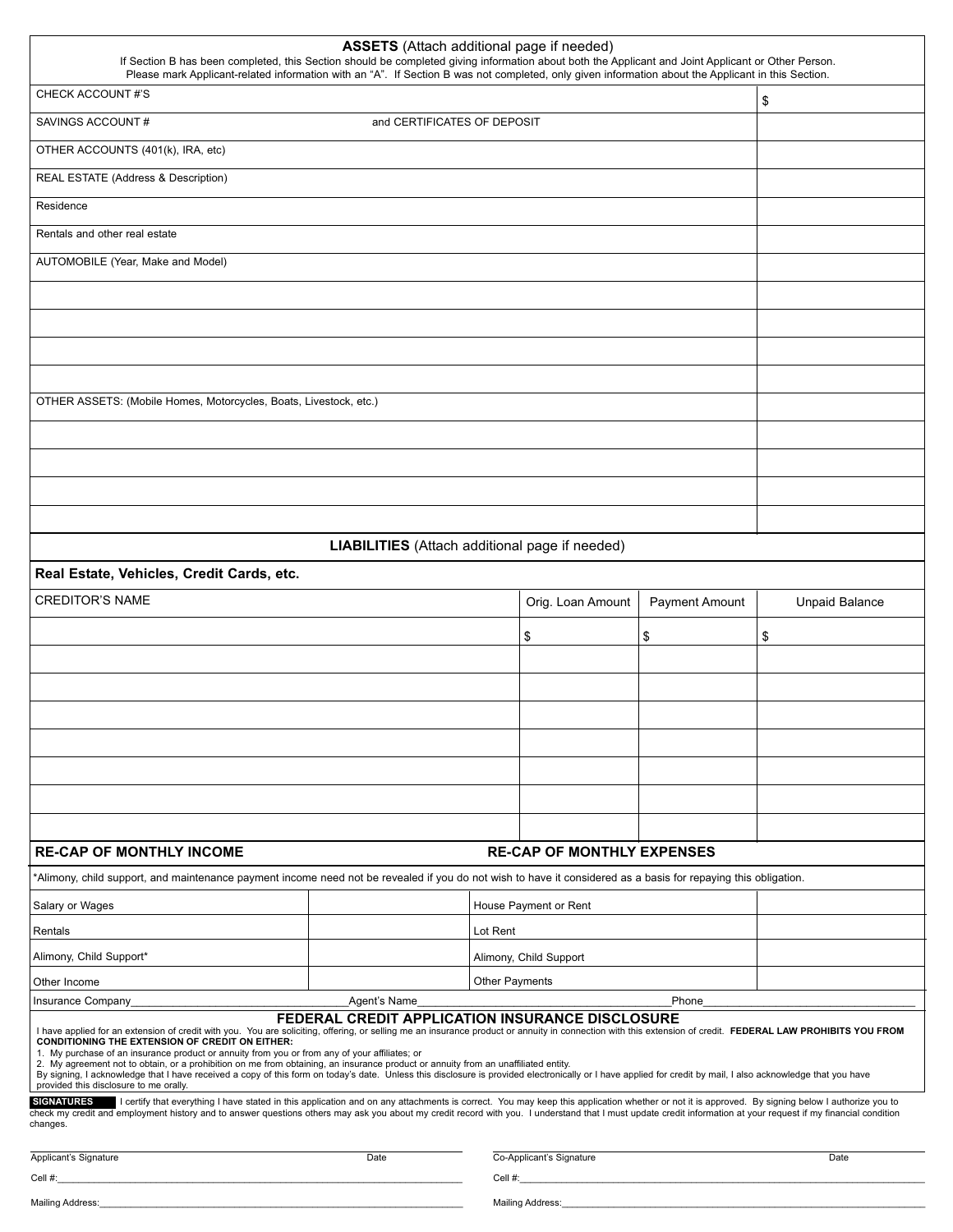## ASSETS (Attach additional page if needed)

If Section B has been completed, this Section should be completed giving information about both the Applicant and Joint Applicant or Other Person. Please mark Applicant-related information with an "A". If Section B was not completed, only given information about the Applicant in this Section.

| | |
|---|---|
| CHECK ACCOUNT #'S | $ |
| SAVINGS ACCOUNT # and CERTIFICATES OF DEPOSIT | |
| OTHER ACCOUNTS (401(k), IRA, etc) | |
| REAL ESTATE (Address & Description) | |
| Residence | |
| Rentals and other real estate | |
| AUTOMOBILE (Year, Make and Model) | |
| | |
| | |
| | |
| | |
| OTHER ASSETS: (Mobile Homes, Motorcycles, Boats, Livestock, etc.) | |
| | |
| | |
| | |
| | |

## LIABILITIES (Attach additional page if needed)

**Real Estate, Vehicles, Credit Cards, etc.**

| CREDITOR'S NAME | Orig. Loan Amount | Payment Amount | Unpaid Balance |
|---|---|---|---|
| | $ | $ | $ |
| | | | |
| | | | |
| | | | |
| | | | |
| | | | |
| | | | |
| | | | |

| RE-CAP OF MONTHLY INCOME | | RE-CAP OF MONTHLY EXPENSES | |
|---|---|---|---|
| *Alimony, child support, and maintenance payment income need not be revealed if you do not wish to have it considered as a basis for repaying this obligation. | | | |
| Salary or Wages | | House Payment or Rent | |
| Rentals | | Lot Rent | |
| Alimony, Child Support* | | Alimony, Child Support | |
| Other Income | | Other Payments | |

Insurance Company________________________________Agent's Name__________________________________________Phone_________________________________

## FEDERAL CREDIT APPLICATION INSURANCE DISCLOSURE

I have applied for an extension of credit with you. You are soliciting, offering, or selling me an insurance product or annuity in connection with this extension of credit. **FEDERAL LAW PROHIBITS YOU FROM CONDITIONING THE EXTENSION OF CREDIT ON EITHER:**

1. My purchase of an insurance product or annuity from you or from any of your affiliates; or
2. My agreement not to obtain, or a prohibition on me from obtaining, an insurance product or annuity from an unaffiliated entity.

By signing, I acknowledge that I have received a copy of this form on today's date. Unless this disclosure is provided electronically or I have applied for credit by mail, I also acknowledge that you have provided this disclosure to me orally.

**SIGNATURES** I certify that everything I have stated in this application and on any attachments is correct. You may keep this application whether or not it is approved. By signing below I authorize you to check my credit and employment history and to answer questions others may ask you about my credit record with you. I understand that I must update credit information at your request if my financial condition changes.

______________________________________________________
Applicant's Signature Date

Cell #:______________________________________________________

Mailing Address:______________________________________________________

______________________________________________________
Co-Applicant's Signature Date

Cell #:______________________________________________________

Mailing Address:______________________________________________________